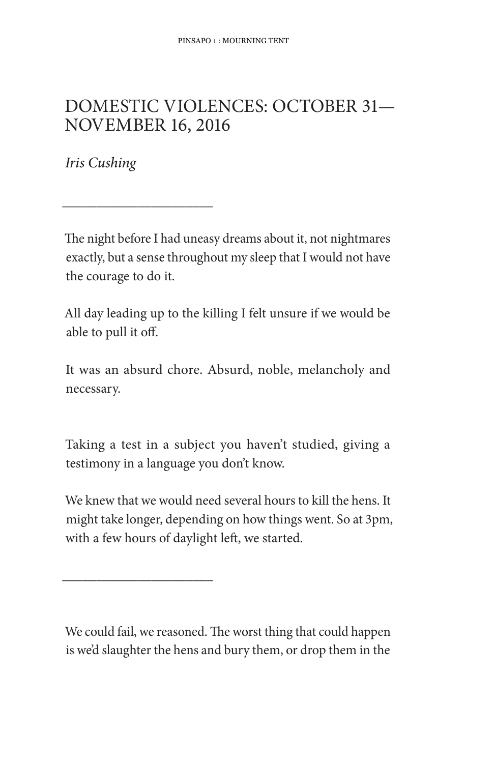# DOMESTIC VIOLENCES: OCTOBER 31— NOVEMBER 16, 2016

*Iris Cushing*

---

The night before I had uneasy dreams about it, not nightmares exactly, but a sense throughout my sleep that I would not have the courage to do it.

All day leading up to the killing I felt unsure if we would be able to pull it off.

It was an absurd chore. Absurd, noble, melancholy and necessary.

Taking a test in a subject you haven't studied, giving a testimony in a language you don't know.

We knew that we would need several hours to kill the hens. It might take longer, depending on how things went. So at 3pm, with a few hours of daylight left, we started.

---

We could fail, we reasoned. The worst thing that could happen is we'd slaughter the hens and bury them, or drop them in the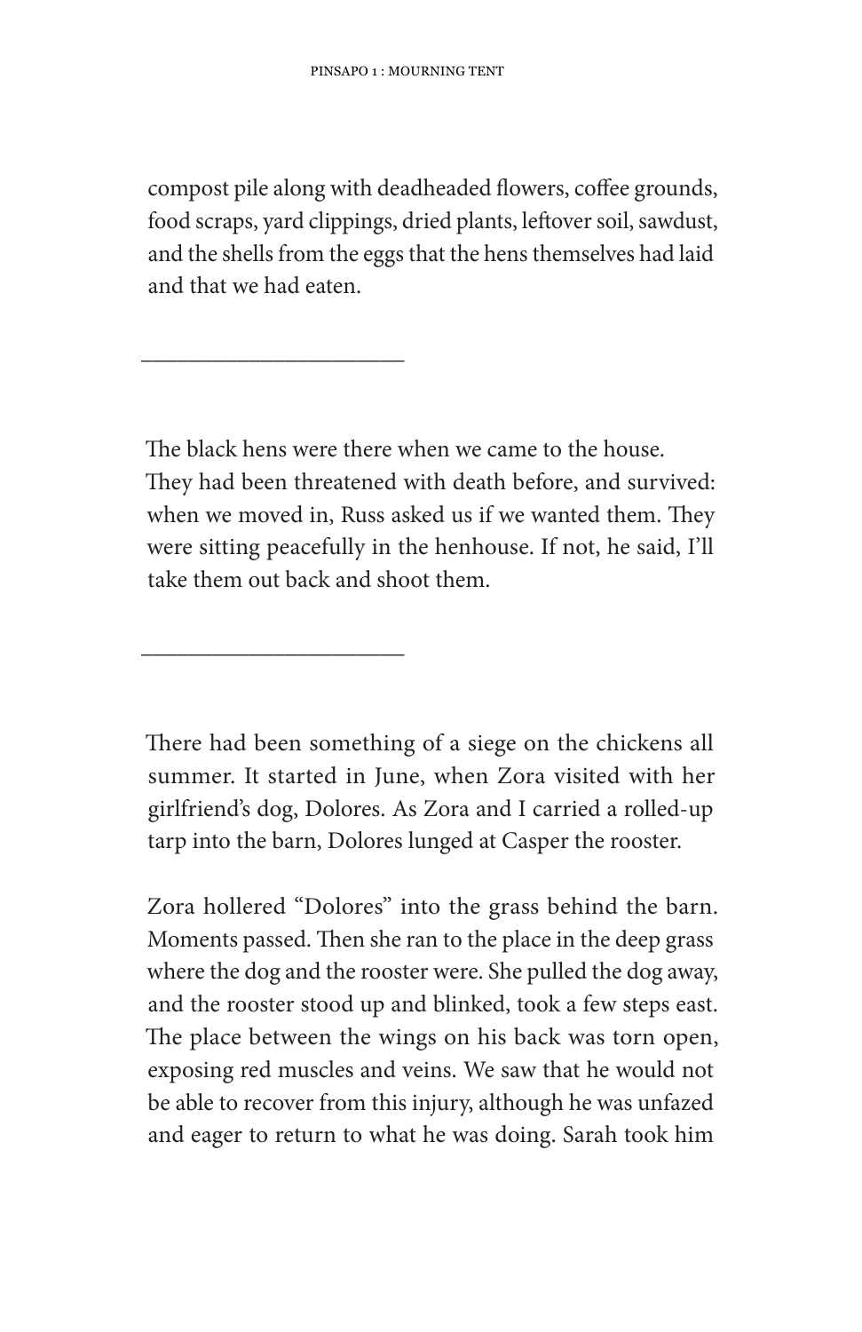compost pile along with deadheaded flowers, coffee grounds, food scraps, yard clippings, dried plants, leftover soil, sawdust, and the shells from the eggs that the hens themselves had laid and that we had eaten.

---

The black hens were there when we came to the house. They had been threatened with death before, and survived: when we moved in, Russ asked us if we wanted them. They were sitting peacefully in the henhouse. If not, he said, I'll take them out back and shoot them.

---

There had been something of a siege on the chickens all summer. It started in June, when Zora visited with her girlfriend's dog, Dolores. As Zora and I carried a rolled-up tarp into the barn, Dolores lunged at Casper the rooster.

Zora hollered "Dolores" into the grass behind the barn. Moments passed. Then she ran to the place in the deep grass where the dog and the rooster were. She pulled the dog away, and the rooster stood up and blinked, took a few steps east. The place between the wings on his back was torn open, exposing red muscles and veins. We saw that he would not be able to recover from this injury, although he was unfazed and eager to return to what he was doing. Sarah took him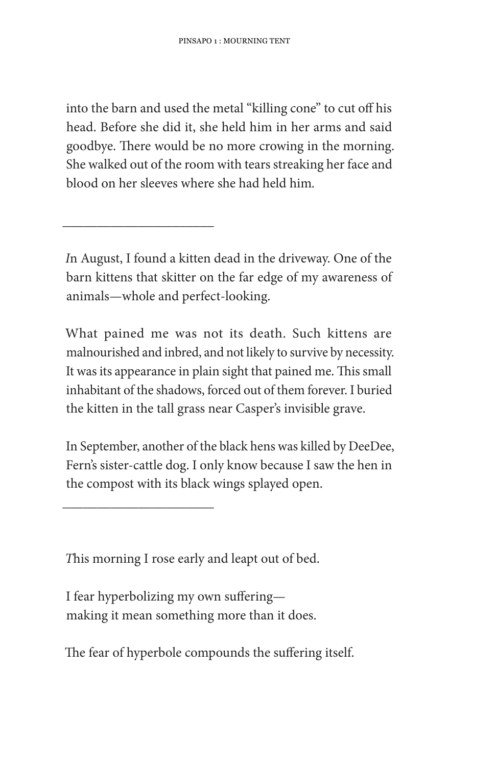into the barn and used the metal "killing cone" to cut off his head. Before she did it, she held him in her arms and said goodbye. There would be no more crowing in the morning. She walked out of the room with tears streaking her face and blood on her sleeves where she had held him.

---

*I*n August, I found a kitten dead in the driveway. One of the barn kittens that skitter on the far edge of my awareness of animals—whole and perfect-looking.

What pained me was not its death. Such kittens are malnourished and inbred, and not likely to survive by necessity. It was its appearance in plain sight that pained me. This small inhabitant of the shadows, forced out of them forever. I buried the kitten in the tall grass near Casper's invisible grave.

In September, another of the black hens was killed by DeeDee, Fern's sister-cattle dog. I only know because I saw the hen in the compost with its black wings splayed open.

---

*T*his morning I rose early and leapt out of bed.

I fear hyperbolizing my own suffering—  
making it mean something more than it does.

The fear of hyperbole compounds the suffering itself.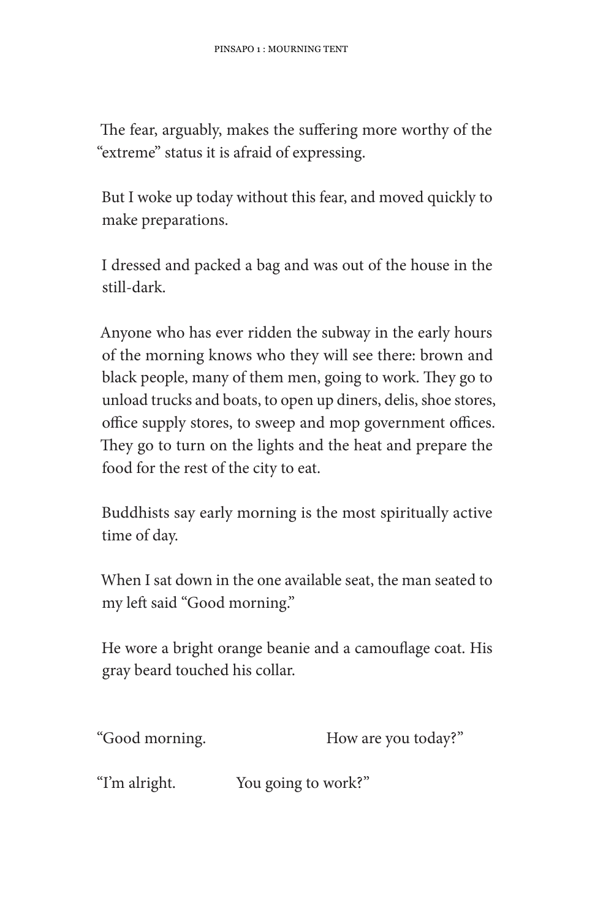The fear, arguably, makes the suffering more worthy of the "extreme" status it is afraid of expressing.

But I woke up today without this fear, and moved quickly to make preparations.

I dressed and packed a bag and was out of the house in the still-dark.

Anyone who has ever ridden the subway in the early hours of the morning knows who they will see there: brown and black people, many of them men, going to work. They go to unload trucks and boats, to open up diners, delis, shoe stores, office supply stores, to sweep and mop government offices. They go to turn on the lights and the heat and prepare the food for the rest of the city to eat.

Buddhists say early morning is the most spiritually active time of day.

When I sat down in the one available seat, the man seated to my left said "Good morning."

He wore a bright orange beanie and a camouflage coat. His gray beard touched his collar.

"Good morning. How are you today?"

"I'm alright. You going to work?"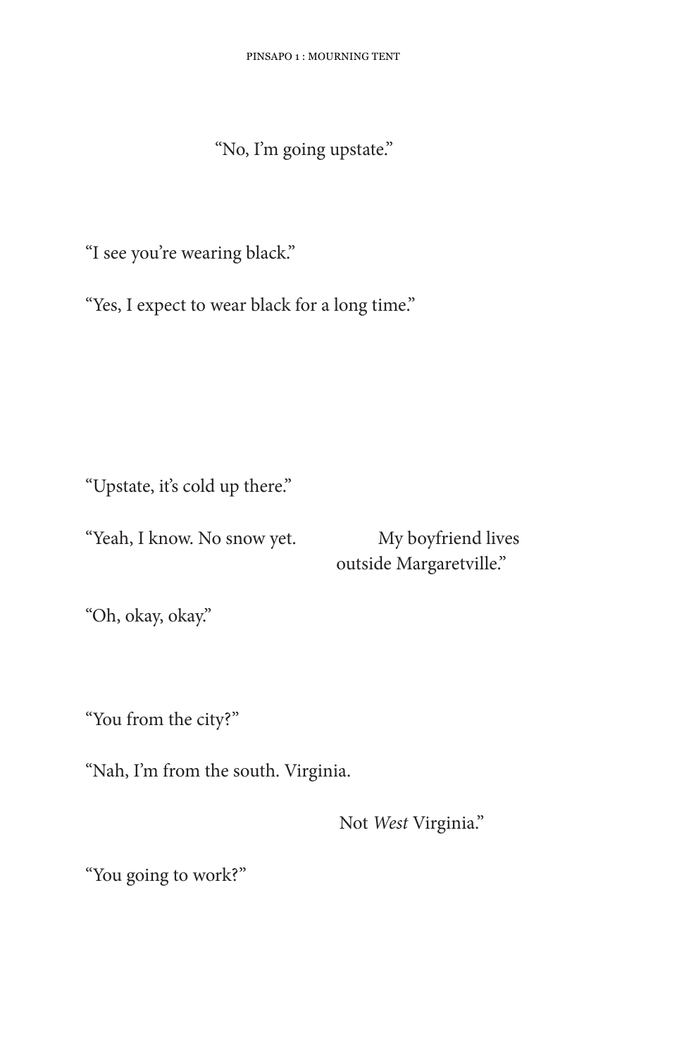"No, I'm going upstate."

"I see you're wearing black."

"Yes, I expect to wear black for a long time."

"Upstate, it's cold up there."

"Yeah, I know. No snow yet. My boyfriend lives outside Margaretville."

"Oh, okay, okay."

"You from the city?"

"Nah, I'm from the south. Virginia.

Not *West* Virginia."

"You going to work?"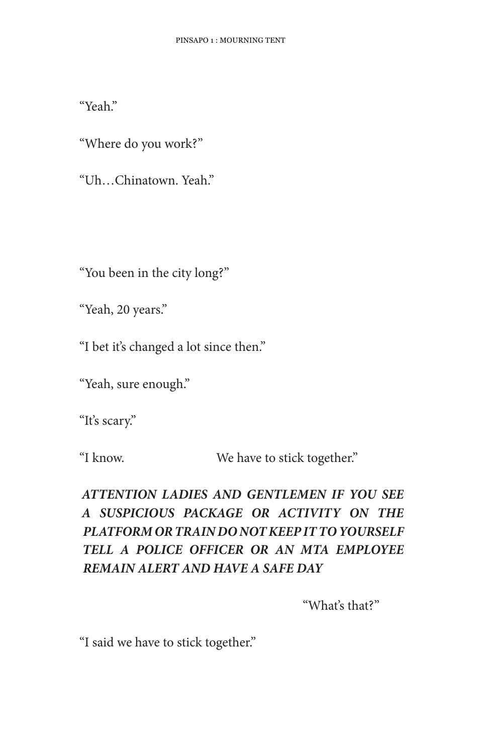"Yeah."

"Where do you work?"

"Uh…Chinatown. Yeah."

"You been in the city long?"

"Yeah, 20 years."

"I bet it's changed a lot since then."

"Yeah, sure enough."

"It's scary."

"I know.                    We have to stick together."

***ATTENTION LADIES AND GENTLEMEN IF YOU SEE A SUSPICIOUS PACKAGE OR ACTIVITY ON THE PLATFORM OR TRAIN DO NOT KEEP IT TO YOURSELF TELL A POLICE OFFICER OR AN MTA EMPLOYEE REMAIN ALERT AND HAVE A SAFE DAY***

"What's that?"

"I said we have to stick together."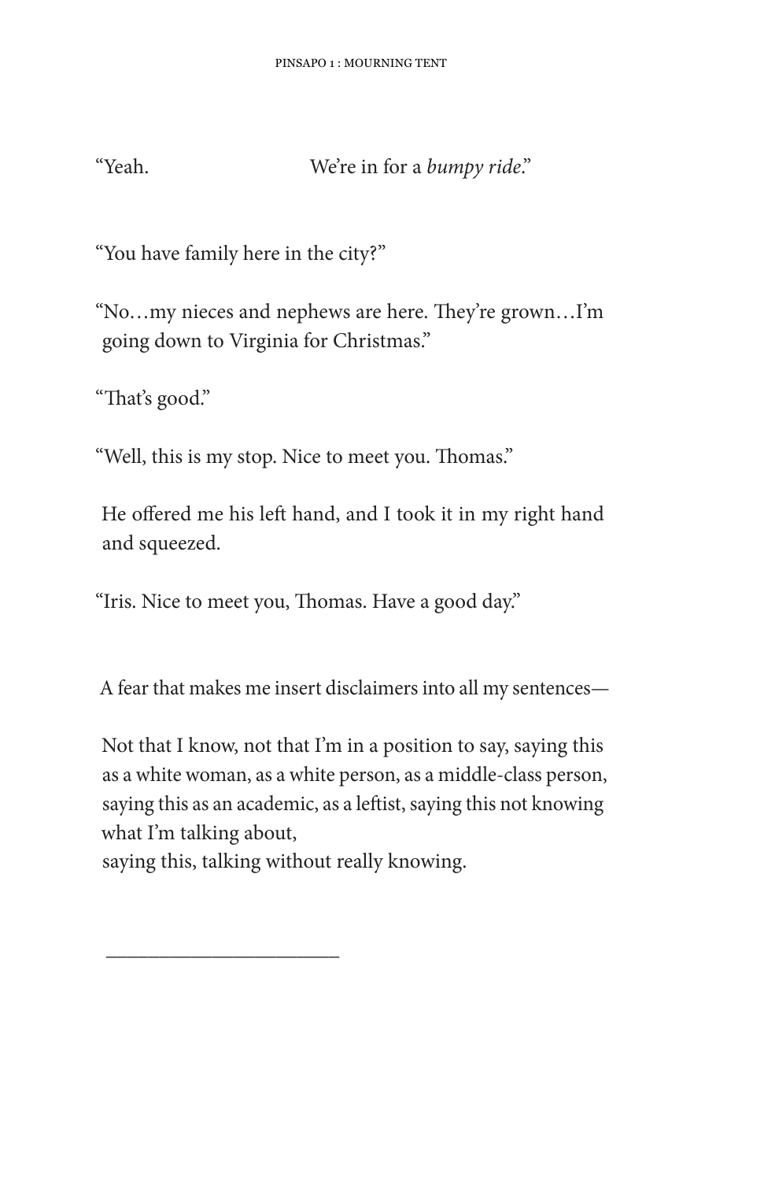"Yeah.                    We're in for a *bumpy ride*."

"You have family here in the city?"

"No…my nieces and nephews are here. They're grown…I'm going down to Virginia for Christmas."

"That's good."

"Well, this is my stop. Nice to meet you. Thomas."

He offered me his left hand, and I took it in my right hand and squeezed.

"Iris. Nice to meet you, Thomas. Have a good day."

A fear that makes me insert disclaimers into all my sentences—

Not that I know, not that I'm in a position to say, saying this as a white woman, as a white person, as a middle-class person, saying this as an academic, as a leftist, saying this not knowing what I'm talking about,  
saying this, talking without really knowing.

---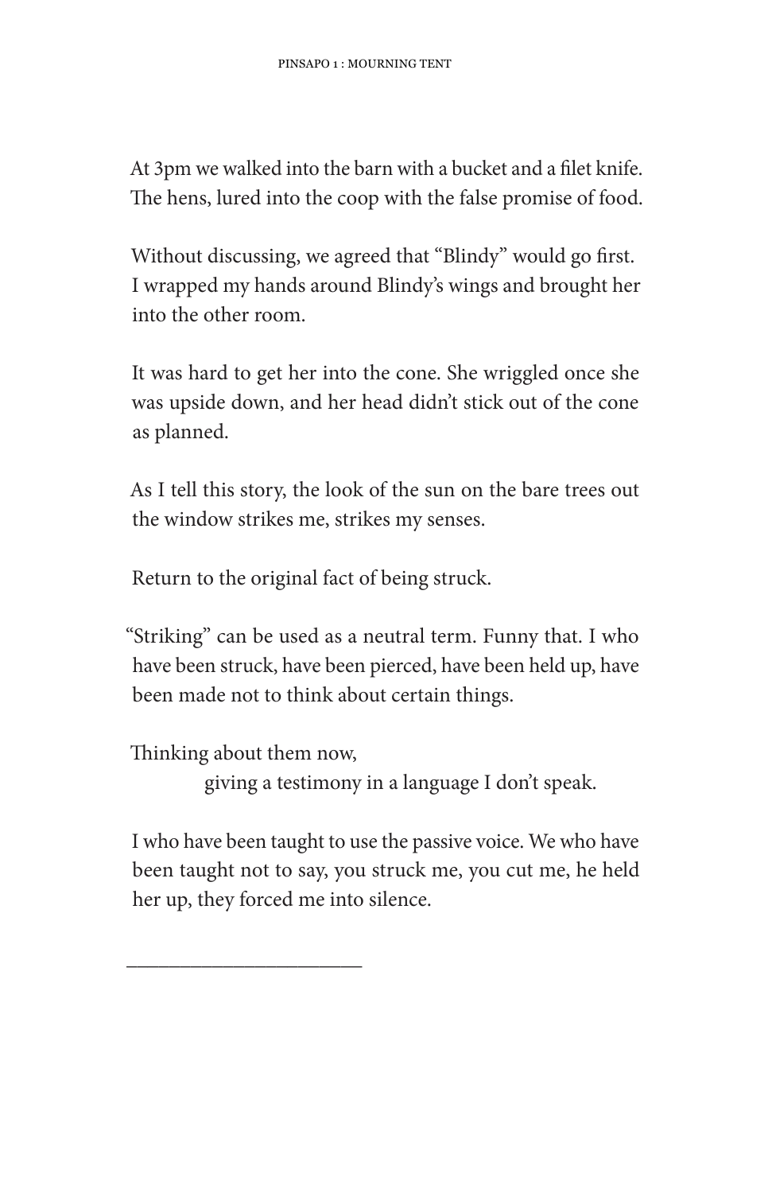At 3pm we walked into the barn with a bucket and a filet knife. The hens, lured into the coop with the false promise of food.

Without discussing, we agreed that "Blindy" would go first. I wrapped my hands around Blindy's wings and brought her into the other room.

It was hard to get her into the cone. She wriggled once she was upside down, and her head didn't stick out of the cone as planned.

As I tell this story, the look of the sun on the bare trees out the window strikes me, strikes my senses.

Return to the original fact of being struck.

"Striking" can be used as a neutral term. Funny that. I who have been struck, have been pierced, have been held up, have been made not to think about certain things.

Thinking about them now,
    giving a testimony in a language I don't speak.

I who have been taught to use the passive voice. We who have been taught not to say, you struck me, you cut me, he held her up, they forced me into silence.

---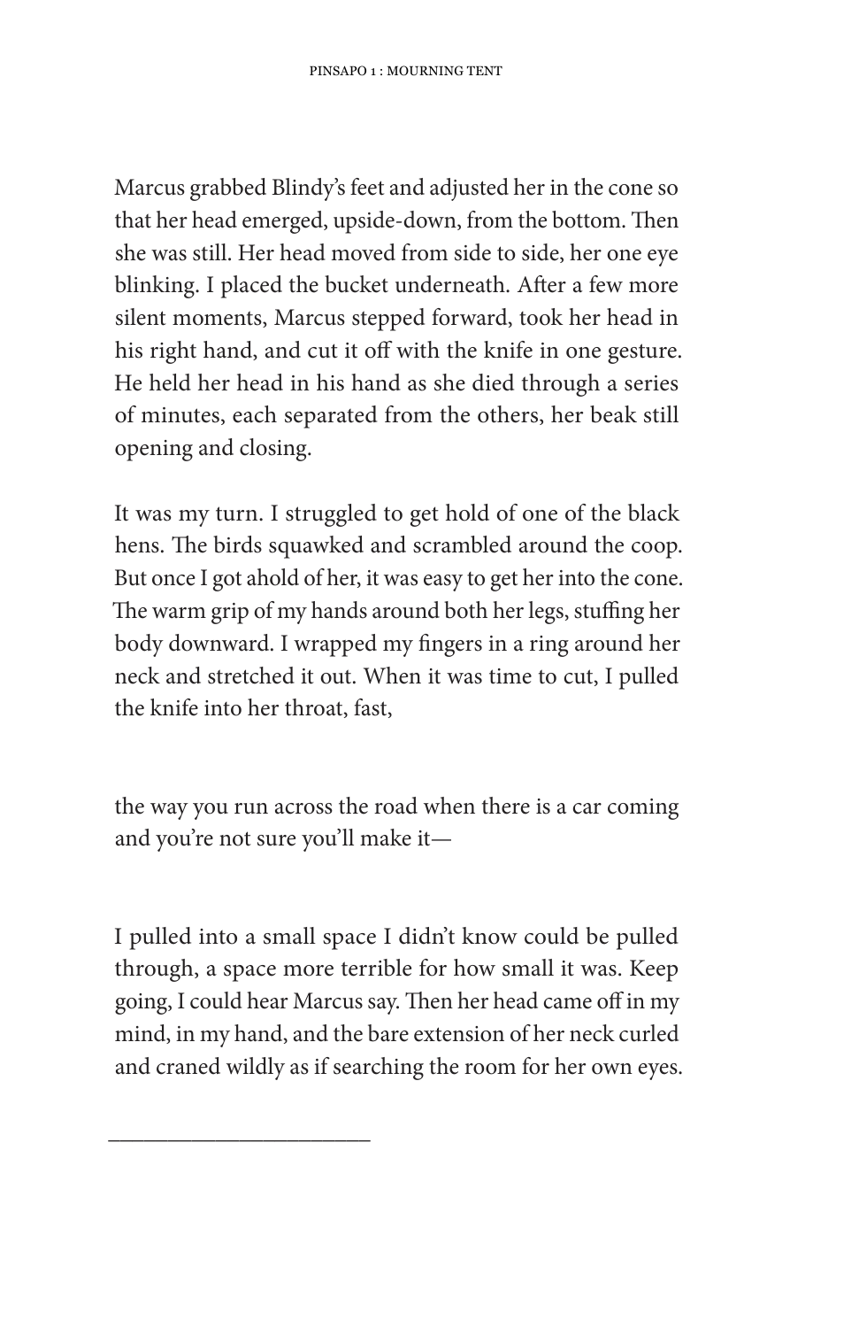Marcus grabbed Blindy's feet and adjusted her in the cone so that her head emerged, upside-down, from the bottom. Then she was still. Her head moved from side to side, her one eye blinking. I placed the bucket underneath. After a few more silent moments, Marcus stepped forward, took her head in his right hand, and cut it off with the knife in one gesture. He held her head in his hand as she died through a series of minutes, each separated from the others, her beak still opening and closing.

It was my turn. I struggled to get hold of one of the black hens. The birds squawked and scrambled around the coop. But once I got ahold of her, it was easy to get her into the cone. The warm grip of my hands around both her legs, stuffing her body downward. I wrapped my fingers in a ring around her neck and stretched it out. When it was time to cut, I pulled the knife into her throat, fast,

the way you run across the road when there is a car coming and you're not sure you'll make it—

I pulled into a small space I didn't know could be pulled through, a space more terrible for how small it was. Keep going, I could hear Marcus say. Then her head came off in my mind, in my hand, and the bare extension of her neck curled and craned wildly as if searching the room for her own eyes.

---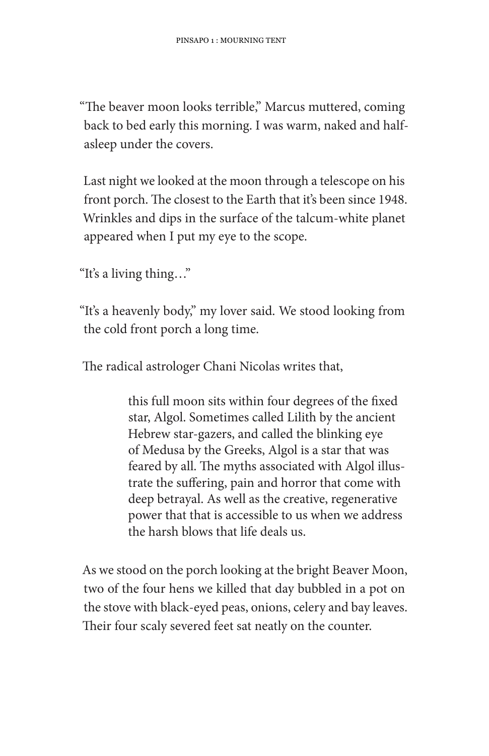"The beaver moon looks terrible," Marcus muttered, coming back to bed early this morning. I was warm, naked and half-asleep under the covers.

Last night we looked at the moon through a telescope on his front porch. The closest to the Earth that it's been since 1948. Wrinkles and dips in the surface of the talcum-white planet appeared when I put my eye to the scope.

"It's a living thing…"

"It's a heavenly body," my lover said. We stood looking from the cold front porch a long time.

The radical astrologer Chani Nicolas writes that,

> this full moon sits within four degrees of the fixed star, Algol. Sometimes called Lilith by the ancient Hebrew star-gazers, and called the blinking eye of Medusa by the Greeks, Algol is a star that was feared by all. The myths associated with Algol illustrate the suffering, pain and horror that come with deep betrayal. As well as the creative, regenerative power that that is accessible to us when we address the harsh blows that life deals us.

As we stood on the porch looking at the bright Beaver Moon, two of the four hens we killed that day bubbled in a pot on the stove with black-eyed peas, onions, celery and bay leaves. Their four scaly severed feet sat neatly on the counter.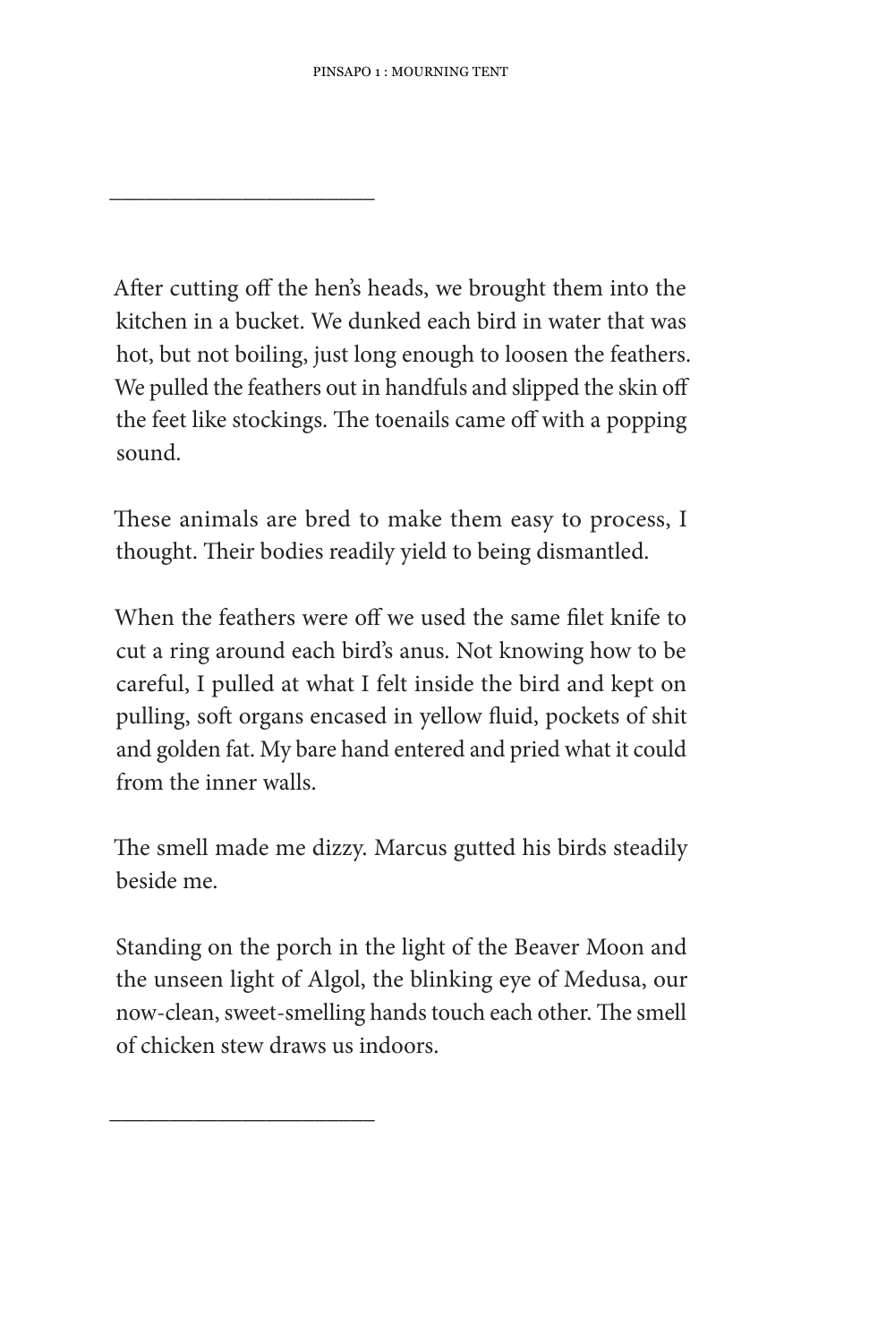---

After cutting off the hen's heads, we brought them into the kitchen in a bucket. We dunked each bird in water that was hot, but not boiling, just long enough to loosen the feathers. We pulled the feathers out in handfuls and slipped the skin off the feet like stockings. The toenails came off with a popping sound.

These animals are bred to make them easy to process, I thought. Their bodies readily yield to being dismantled.

When the feathers were off we used the same filet knife to cut a ring around each bird's anus. Not knowing how to be careful, I pulled at what I felt inside the bird and kept on pulling, soft organs encased in yellow fluid, pockets of shit and golden fat. My bare hand entered and pried what it could from the inner walls.

The smell made me dizzy. Marcus gutted his birds steadily beside me.

Standing on the porch in the light of the Beaver Moon and the unseen light of Algol, the blinking eye of Medusa, our now-clean, sweet-smelling hands touch each other. The smell of chicken stew draws us indoors.

---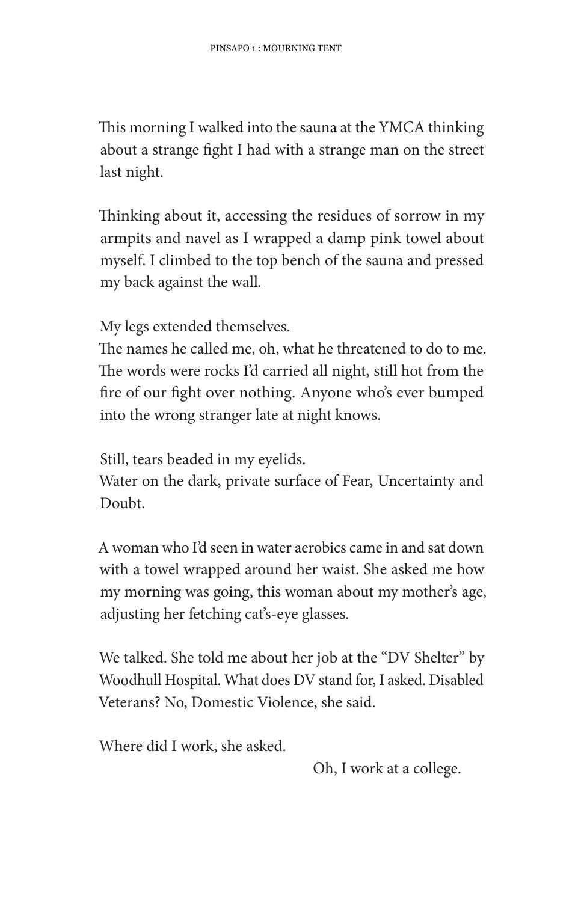This morning I walked into the sauna at the YMCA thinking about a strange fight I had with a strange man on the street last night.

Thinking about it, accessing the residues of sorrow in my armpits and navel as I wrapped a damp pink towel about myself. I climbed to the top bench of the sauna and pressed my back against the wall.

My legs extended themselves.
The names he called me, oh, what he threatened to do to me. The words were rocks I'd carried all night, still hot from the fire of our fight over nothing. Anyone who's ever bumped into the wrong stranger late at night knows.

Still, tears beaded in my eyelids.
Water on the dark, private surface of Fear, Uncertainty and Doubt.

A woman who I'd seen in water aerobics came in and sat down with a towel wrapped around her waist. She asked me how my morning was going, this woman about my mother's age, adjusting her fetching cat's-eye glasses.

We talked. She told me about her job at the "DV Shelter" by Woodhull Hospital. What does DV stand for, I asked. Disabled Veterans? No, Domestic Violence, she said.

Where did I work, she asked.

Oh, I work at a college.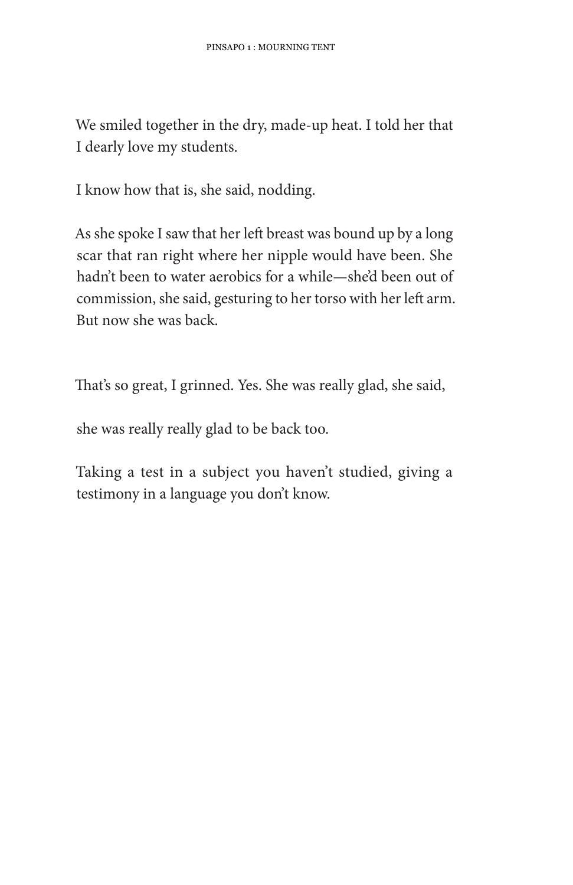We smiled together in the dry, made-up heat. I told her that I dearly love my students.

I know how that is, she said, nodding.

As she spoke I saw that her left breast was bound up by a long scar that ran right where her nipple would have been. She hadn't been to water aerobics for a while—she'd been out of commission, she said, gesturing to her torso with her left arm. But now she was back.

That's so great, I grinned. Yes. She was really glad, she said,

she was really really glad to be back too.

Taking a test in a subject you haven't studied, giving a testimony in a language you don't know.